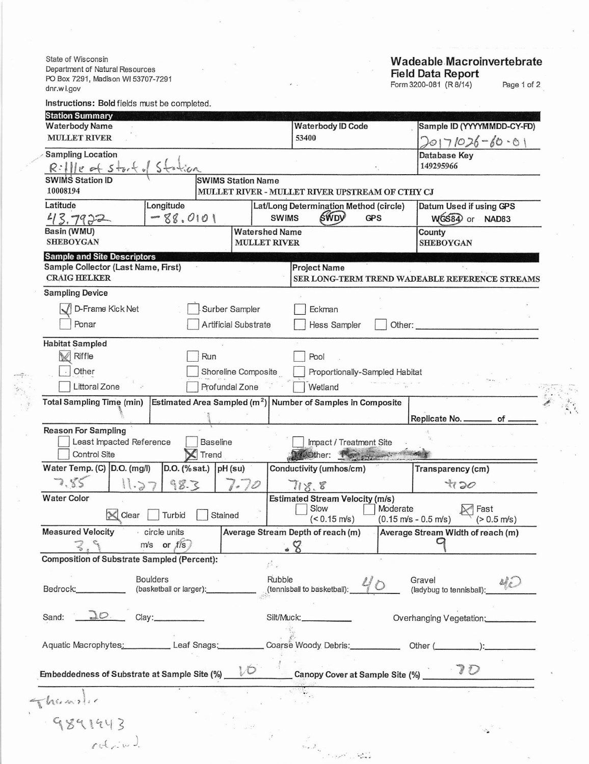State of Wisconsin
Department of Natural Resources
PO Box 7291, Madison WI 53707-7291
dnr.wi.gov

# Wadeable Macroinvertebrate Field Data Report

Form 3200-081 (R 8/14)

Instructions: **Bold** fields must be completed.

## Station Summary

| **Waterbody Name** | **Waterbody ID Code** | **Sample ID (YYYYMMDD-CY-FD)** |
|---|---|---|
| MULLET RIVER | 53400 | 20171026-60-01 |

| **Sampling Location** | Database Key |
|---|---|
| Riffle at start of Station | 149295966 |

| **SWIMS Station ID** | **SWIMS Station Name** |
|---|---|
| 10008194 | MULLET RIVER - MULLET RIVER UPSTREAM OF CTHY CJ |

| **Latitude** | **Longitude** | **Lat/Long Determination Method (circle)** | **Datum Used if using GPS** |
|---|---|---|---|
| 43.7922 | -88.0101 | SWIMS / **(SWDV)** / GPS | **(WGS84)** or NAD83 |

| **Basin (WMU)** | **Watershed Name** | **County** |
|---|---|---|
| SHEBOYGAN | MULLET RIVER | SHEBOYGAN |

## Sample and Site Descriptors

| **Sample Collector (Last Name, First)** | **Project Name** |
|---|---|
| CRAIG HELKER | SER LONG-TERM TREND WADEABLE REFERENCE STREAMS |

**Sampling Device**

- [x] D-Frame Kick Net
- [ ] Surber Sampler
- [ ] Eckman
- [ ] Ponar
- [ ] Artificial Substrate
- [ ] Hess Sampler
- [ ] Other: ______

**Habitat Sampled**

- [x] Riffle
- [ ] Run
- [ ] Pool
- [ ] Other
- [ ] Shoreline Composite
- [ ] Proportionally-Sampled Habitat
- [ ] Littoral Zone
- [ ] Profundal Zone
- [ ] Wetland

| **Total Sampling Time (min)** | **Estimated Area Sampled (m²)** | **Number of Samples in Composite** | Replicate No. ___ of ___ |
|---|---|---|---|
| | | | |

**Reason For Sampling**

- [ ] Least Impacted Reference
- [ ] Baseline
- [ ] Impact / Treatment Site
- [ ] Control Site
- [x] Trend
- [ ] Other: ______

| **Water Temp. (C)** | **D.O. (mg/l)** | **D.O. (% sat.)** | **pH (su)** | **Conductivity (umhos/cm)** | **Transparency (cm)** |
|---|---|---|---|---|---|
| 7.55 | 11.27 | 98.3 | 7.70 | 718.8 | +120 |

**Water Color**: [x] Clear [ ] Turbid [ ] Stained

**Estimated Stream Velocity (m/s)**: [ ] Slow (< 0.15 m/s) [ ] Moderate (0.15 m/s - 0.5 m/s) [x] Fast (> 0.5 m/s)

| **Measured Velocity** (circle units: m/s or **(f/s)**) | **Average Stream Depth of reach (m)** | **Average Stream Width of reach (m)** |
|---|---|---|
| 3.9 | .8 | 9 |

**Composition of Substrate Sampled (Percent):**

- Bedrock: ______
- Boulders (basketball or larger): ______
- Rubble (tennisball to basketball): 40
- Gravel (ladybug to tennisball): 40
- Sand: 20
- Clay: ______
- Silt/Muck: ______
- Overhanging Vegetation: ______
- Aquatic Macrophytes: ______
- Leaf Snags: ______
- Coarse Woody Debris: ______
- Other (______): ______

**Embeddedness of Substrate at Sample Site (%)** 10

**Canopy Cover at Sample Site (%)** 70

Thomsdie
9891943
retained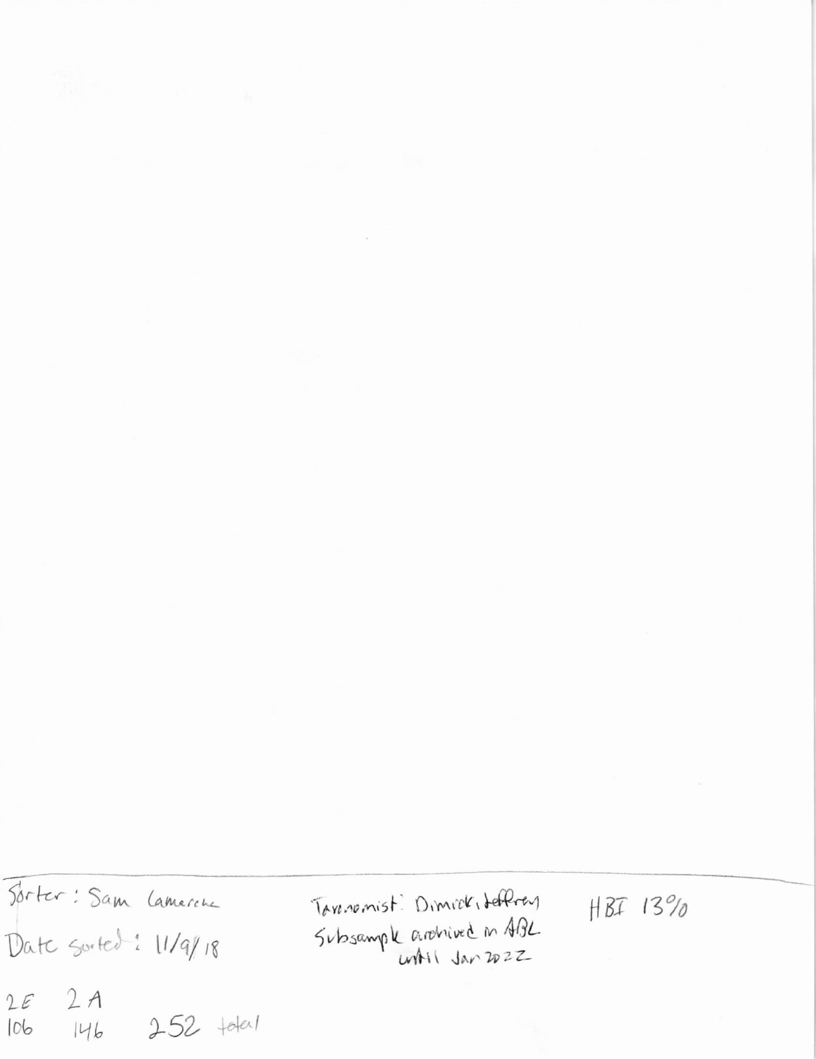Sorter : Sam Lamereux

Date sorted : 11/9/18

2E 2A
106 146 252 total

Taxonomist: Dimick, Jeffrey
Subsample archived in ABL
until Jan 2022

HBI 13%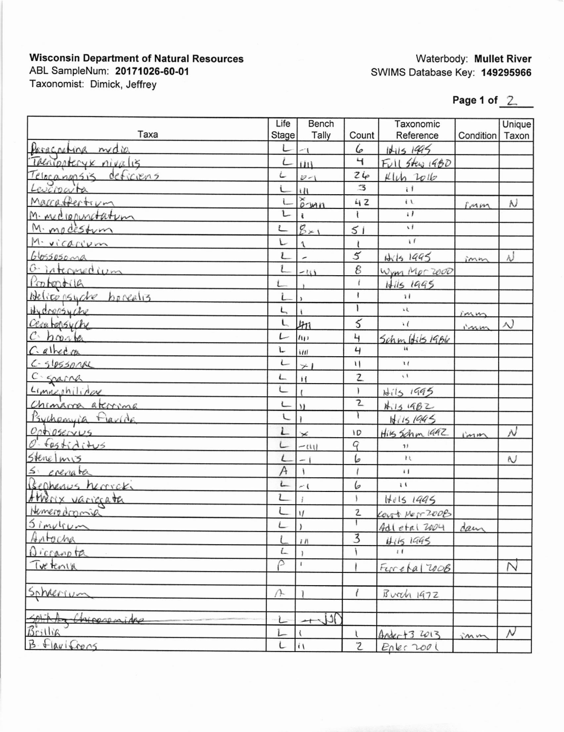**Wisconsin Department of Natural Resources**
ABL SampleNum: **20171026-60-01**
Taxonomist: Dimick, Jeffrey

Waterbody: **Mullet River**
SWIMS Database Key: **149295966**

**Page 1 of** 2

| Taxa | Life Stage | Bench Tally | Count | Taxonomic Reference | Condition | Unique Taxon |
|---|---|---|---|---|---|---|
| Paragnetina media | L | -1 | 6 | Hils 1995 | | |
| Taeniopteryx nivalis | L | IIII | 4 | Full Stew 1980 | | |
| Teloganopsis deficiens | L | ⊠-1 | 26 | Klub 2016 | | |
| Leucrocuta | L | III | 3 | " | | |
| Maccaffertium | L | ⊠-IIII | 42 | " | imm | N |
| M. mediopunctatum | L | I | 1 | " | | |
| M. modestum | L | ⊠×1 | 51 | " | | |
| M. vicarium | L | 1 | 1 | " | | |
| Glossosoma | L | - | 5 | Hils 1995 | imm | N |
| G. intermedium | L | -III | 8 | Wym Mor 2000 | | |
| Protoptila | L | I | 1 | Hils 1995 | | |
| Helicopsyche borealis | L | I | 1 | " | | |
| Hydropsyche | L | I | 1 | " | imm | |
| Ceratopsyche | L |卌 | 5 | " | imm | N |
| C. bronta | L | IIII | 4 | Schm Hils 1986 | | |
| C. alhedra | L | IIII | 4 | " | | |
| C. slossonae | L | ×1 | 11 | " | | |
| C. sparna | L | II | 2 | " | | |
| Limnephilidae | L | I | 1 | Hils 1995 | | |
| Chimarra aterrima | L | II | 2 | Hils 1982 | | |
| Psychomyia flavida | L | I | 1 | Hils 1995 | | |
| Optioservus | L | × | 10 | Hils Schm 1992 | imm | N |
| O. fastiditus | L | -IIII | 9 | " | | |
| Stenelmis | L | -1 | 6 | " | | N |
| S. crenata | A | I | 1 | " | | |
| Psephenus herricki | L | -1 | 6 | " | | |
| Atherix variegata | L | I | 1 | Hils 1995 | | |
| Hemerodromia | L | II | 2 | Court Merr 2008 | | |
| Simulium | L | I | 1 | Adl et al 2004 | dam | |
| Antocha | L | III | 3 | Hils 1995 | | |
| Dicranota | L | I | 1 | " | | |
| Tvetenia | P | I | 1 | Ferr et al 2008 | | N |
| | | | | | | |
| Sphaerium | A | I | 1 | Burch 1972 | | |
| | | | | | | |
| ~~Split to Chironomidae~~ | L | ~~+ JJD~~ | | | | |
| Brillia | L | I | 1 | Andert 3 2013 | imm | N |
| B. flavifrons | L | II | 2 | Epler 2001 | | |